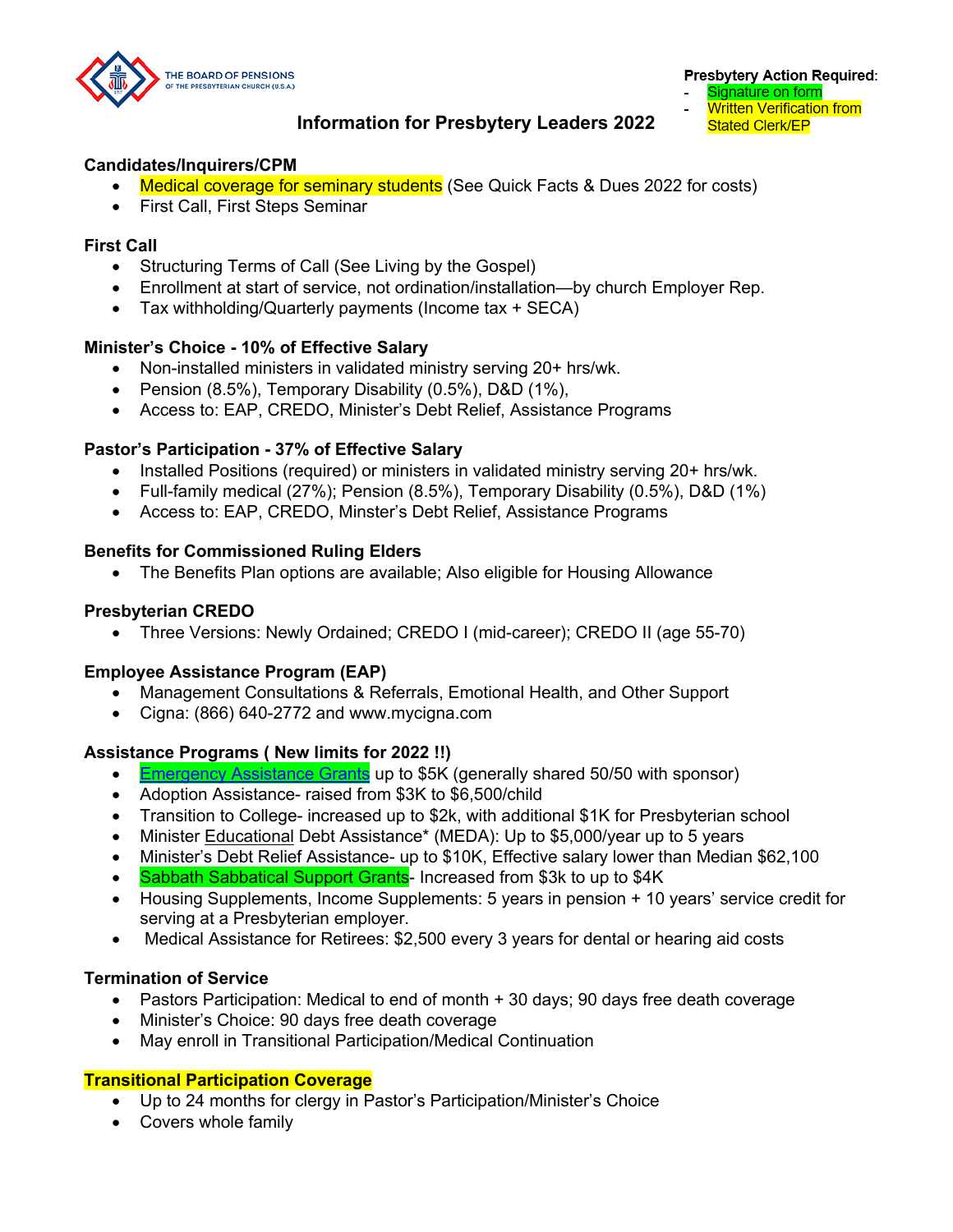THE BOARD OF PENSIONS OF THE PRESBYTERIAN CHURCH (U.S.A.)

**Presbytery Action Required**:
- Signature on form
- Written Verification from Stated Clerk/EP

# Information for Presbytery Leaders 2022

**Candidates/Inquirers/CPM**
- Medical coverage for seminary students (See Quick Facts & Dues 2022 for costs)
- First Call, First Steps Seminar

**First Call**
- Structuring Terms of Call (See Living by the Gospel)
- Enrollment at start of service, not ordination/installation—by church Employer Rep.
- Tax withholding/Quarterly payments (Income tax + SECA)

**Minister's Choice - 10% of Effective Salary**
- Non-installed ministers in validated ministry serving 20+ hrs/wk.
- Pension (8.5%), Temporary Disability (0.5%), D&D (1%),
- Access to: EAP, CREDO, Minister's Debt Relief, Assistance Programs

**Pastor's Participation - 37% of Effective Salary**
- Installed Positions (required) or ministers in validated ministry serving 20+ hrs/wk.
- Full-family medical (27%); Pension (8.5%), Temporary Disability (0.5%), D&D (1%)
- Access to: EAP, CREDO, Minster's Debt Relief, Assistance Programs

**Benefits for Commissioned Ruling Elders**
- The Benefits Plan options are available; Also eligible for Housing Allowance

**Presbyterian CREDO**
- Three Versions: Newly Ordained; CREDO I (mid-career); CREDO II (age 55-70)

**Employee Assistance Program (EAP)**
- Management Consultations & Referrals, Emotional Health, and Other Support
- Cigna: (866) 640-2772 and www.mycigna.com

**Assistance Programs ( New limits for 2022 !!)**
- Emergency Assistance Grants up to $5K (generally shared 50/50 with sponsor)
- Adoption Assistance- raised from $3K to $6,500/child
- Transition to College- increased up to $2k, with additional $1K for Presbyterian school
- Minister Educational Debt Assistance* (MEDA): Up to $5,000/year up to 5 years
- Minister's Debt Relief Assistance- up to $10K, Effective salary lower than Median $62,100
- Sabbath Sabbatical Support Grants- Increased from $3k to up to $4K
- Housing Supplements, Income Supplements: 5 years in pension + 10 years' service credit for serving at a Presbyterian employer.
- Medical Assistance for Retirees: $2,500 every 3 years for dental or hearing aid costs

**Termination of Service**
- Pastors Participation: Medical to end of month + 30 days; 90 days free death coverage
- Minister's Choice: 90 days free death coverage
- May enroll in Transitional Participation/Medical Continuation

**Transitional Participation Coverage**
- Up to 24 months for clergy in Pastor's Participation/Minister's Choice
- Covers whole family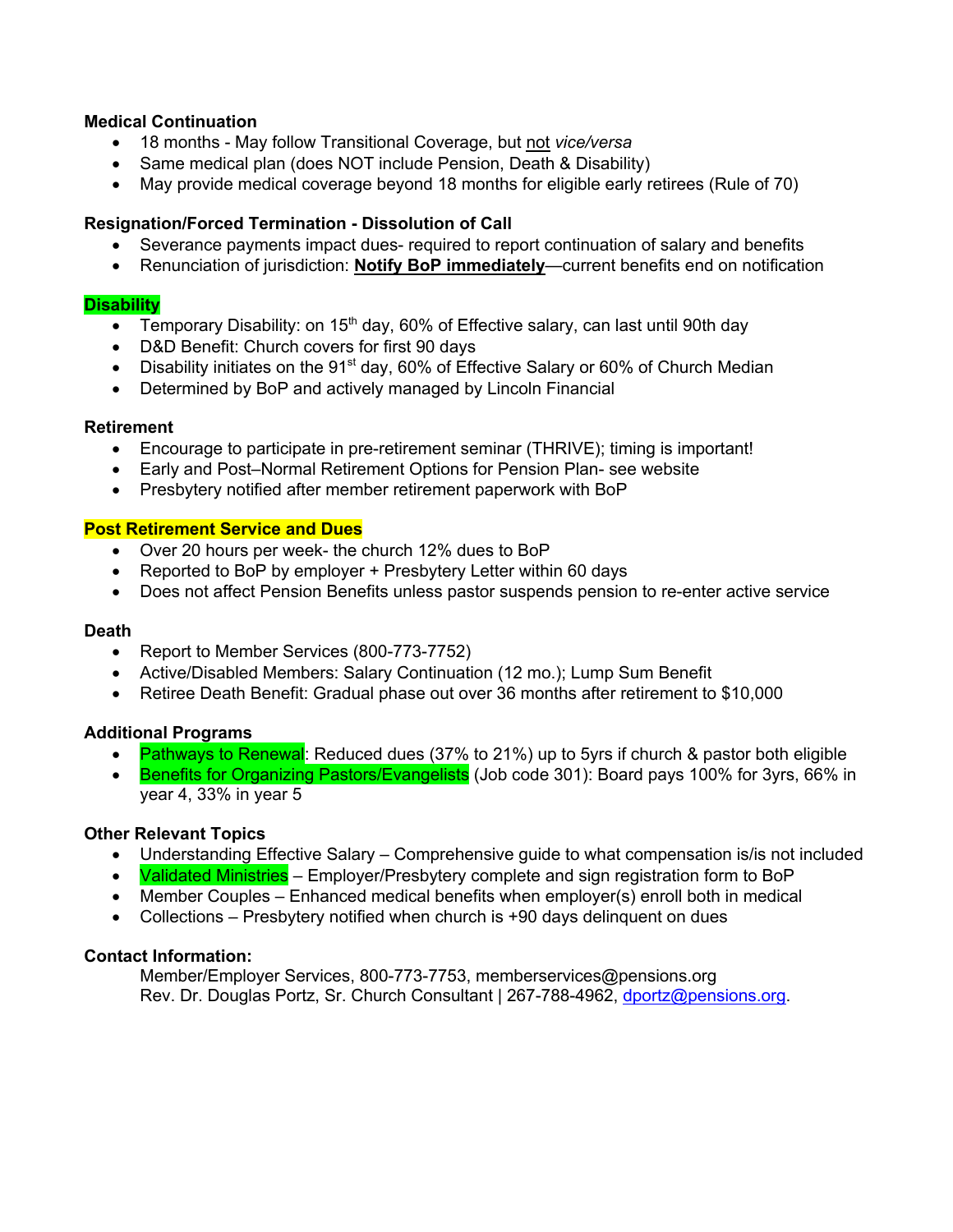**Medical Continuation**

- 18 months - May follow Transitional Coverage, but not *vice/versa*
- Same medical plan (does NOT include Pension, Death & Disability)
- May provide medical coverage beyond 18 months for eligible early retirees (Rule of 70)

**Resignation/Forced Termination - Dissolution of Call**

- Severance payments impact dues- required to report continuation of salary and benefits
- Renunciation of jurisdiction: **Notify BoP immediately**—current benefits end on notification

**Disability**

- Temporary Disability: on 15th day, 60% of Effective salary, can last until 90th day
- D&D Benefit: Church covers for first 90 days
- Disability initiates on the 91st day, 60% of Effective Salary or 60% of Church Median
- Determined by BoP and actively managed by Lincoln Financial

**Retirement**

- Encourage to participate in pre-retirement seminar (THRIVE); timing is important!
- Early and Post–Normal Retirement Options for Pension Plan- see website
- Presbytery notified after member retirement paperwork with BoP

**Post Retirement Service and Dues**

- Over 20 hours per week- the church 12% dues to BoP
- Reported to BoP by employer + Presbytery Letter within 60 days
- Does not affect Pension Benefits unless pastor suspends pension to re-enter active service

**Death**

- Report to Member Services (800-773-7752)
- Active/Disabled Members: Salary Continuation (12 mo.); Lump Sum Benefit
- Retiree Death Benefit: Gradual phase out over 36 months after retirement to $10,000

**Additional Programs**

- Pathways to Renewal: Reduced dues (37% to 21%) up to 5yrs if church & pastor both eligible
- Benefits for Organizing Pastors/Evangelists (Job code 301): Board pays 100% for 3yrs, 66% in year 4, 33% in year 5

**Other Relevant Topics**

- Understanding Effective Salary – Comprehensive guide to what compensation is/is not included
- Validated Ministries – Employer/Presbytery complete and sign registration form to BoP
- Member Couples – Enhanced medical benefits when employer(s) enroll both in medical
- Collections – Presbytery notified when church is +90 days delinquent on dues

**Contact Information:**

Member/Employer Services, 800-773-7753, memberservices@pensions.org
Rev. Dr. Douglas Portz, Sr. Church Consultant | 267-788-4962, dportz@pensions.org.